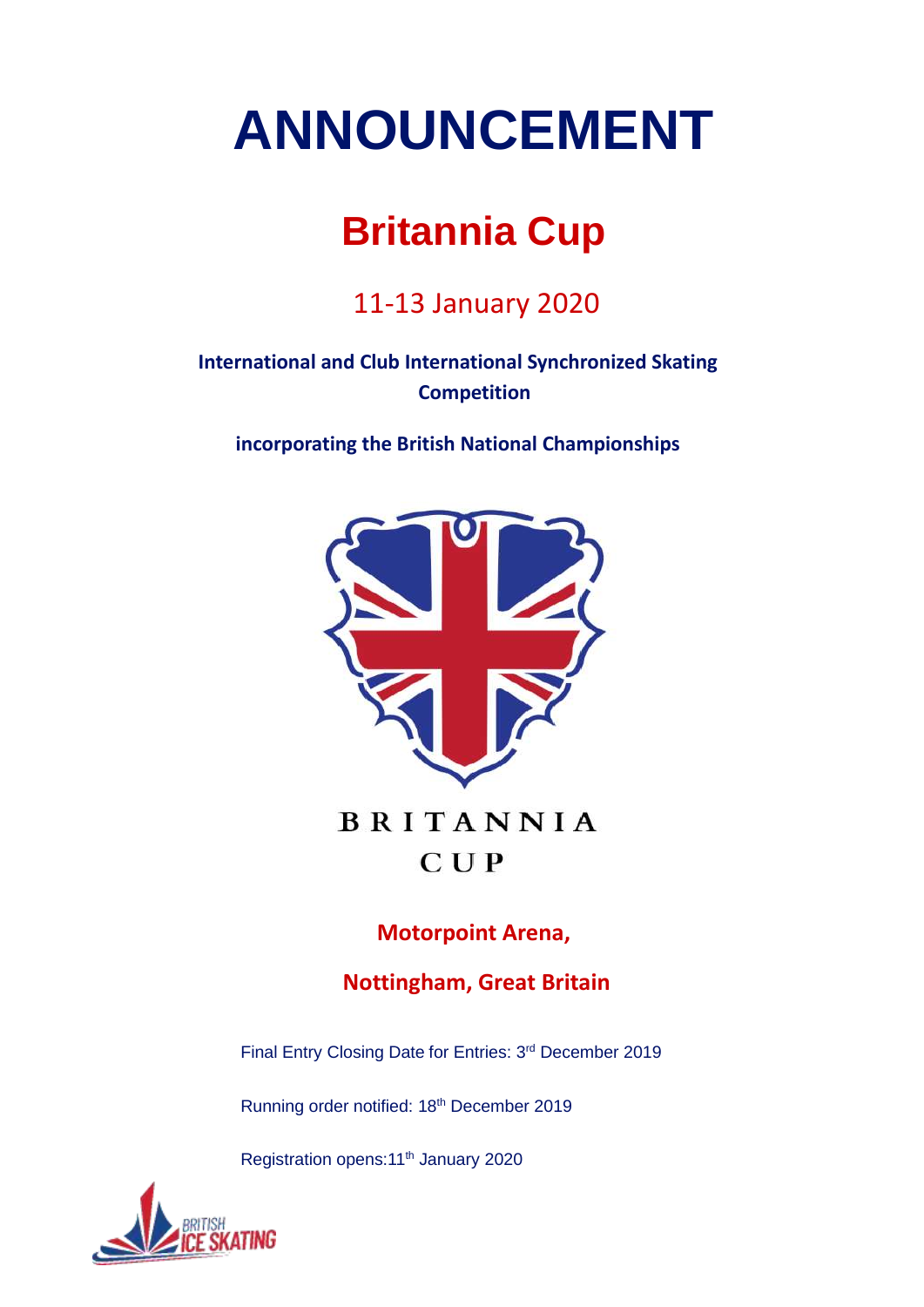# ANNOUNCEMENT

## Britannia Cup

11-13 January 2020

**International and Club International Synchronized Skating Competition**

**incorporating the British National Championships**

BRITANNIA CUP

**Motorpoint Arena,**

**Nottingham, Great Britain**

Final Entry Closing Date for Entries: 3rd December 2019

Running order notified: 18th December 2019

Registration opens:11th January 2020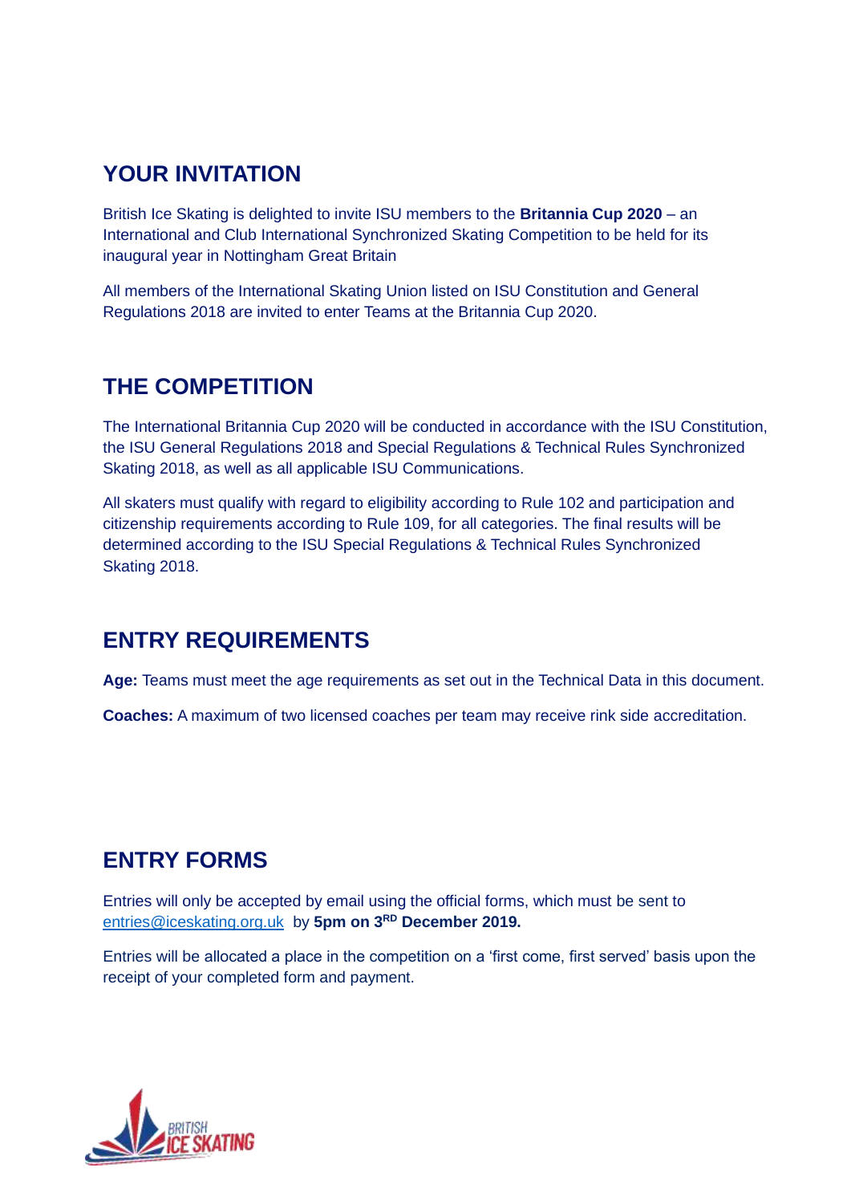## YOUR INVITATION

British Ice Skating is delighted to invite ISU members to the **Britannia Cup 2020** – an International and Club International Synchronized Skating Competition to be held for its inaugural year in Nottingham Great Britain

All members of the International Skating Union listed on ISU Constitution and General Regulations 2018 are invited to enter Teams at the Britannia Cup 2020.

## THE COMPETITION

The International Britannia Cup 2020 will be conducted in accordance with the ISU Constitution, the ISU General Regulations 2018 and Special Regulations & Technical Rules Synchronized Skating 2018, as well as all applicable ISU Communications.

All skaters must qualify with regard to eligibility according to Rule 102 and participation and citizenship requirements according to Rule 109, for all categories. The final results will be determined according to the ISU Special Regulations & Technical Rules Synchronized Skating 2018.

## ENTRY REQUIREMENTS

**Age:** Teams must meet the age requirements as set out in the Technical Data in this document.

**Coaches:** A maximum of two licensed coaches per team may receive rink side accreditation.

## ENTRY FORMS

Entries will only be accepted by email using the official forms, which must be sent to entries@iceskating.org.uk by **5pm on 3RD December 2019.**

Entries will be allocated a place in the competition on a 'first come, first served' basis upon the receipt of your completed form and payment.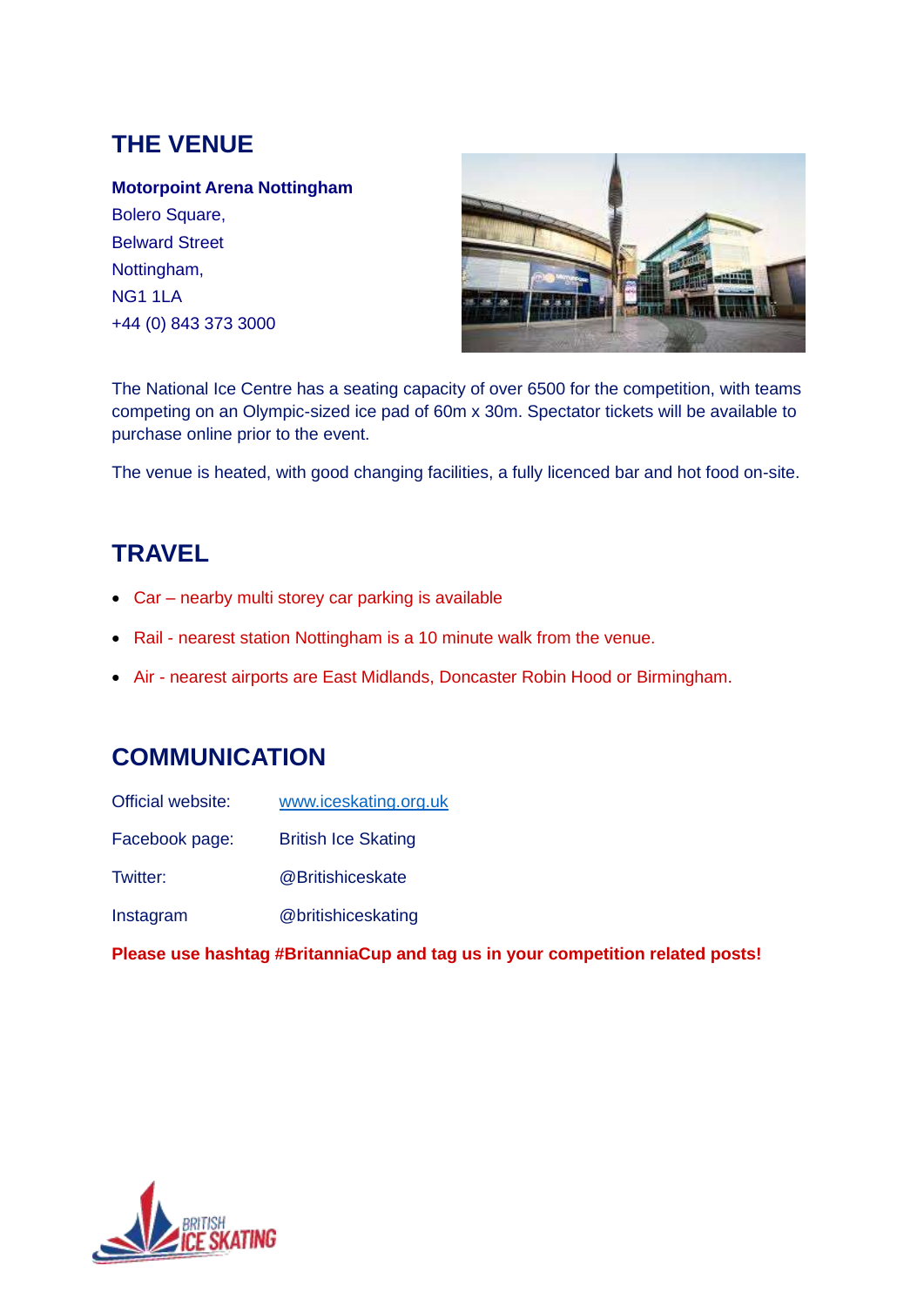## THE VENUE

**Motorpoint Arena Nottingham**
Bolero Square,
Belward Street
Nottingham,
NG1 1LA
+44 (0) 843 373 3000

The National Ice Centre has a seating capacity of over 6500 for the competition, with teams competing on an Olympic-sized ice pad of 60m x 30m. Spectator tickets will be available to purchase online prior to the event.

The venue is heated, with good changing facilities, a fully licenced bar and hot food on-site.

## TRAVEL

- Car – nearby multi storey car parking is available
- Rail - nearest station Nottingham is a 10 minute walk from the venue.
- Air - nearest airports are East Midlands, Doncaster Robin Hood or Birmingham.

## COMMUNICATION

| | |
|---|---|
| Official website: | www.iceskating.org.uk |
| Facebook page: | British Ice Skating |
| Twitter: | @Britishiceskate |
| Instagram | @britishiceskating |

**Please use hashtag #BritanniaCup and tag us in your competition related posts!**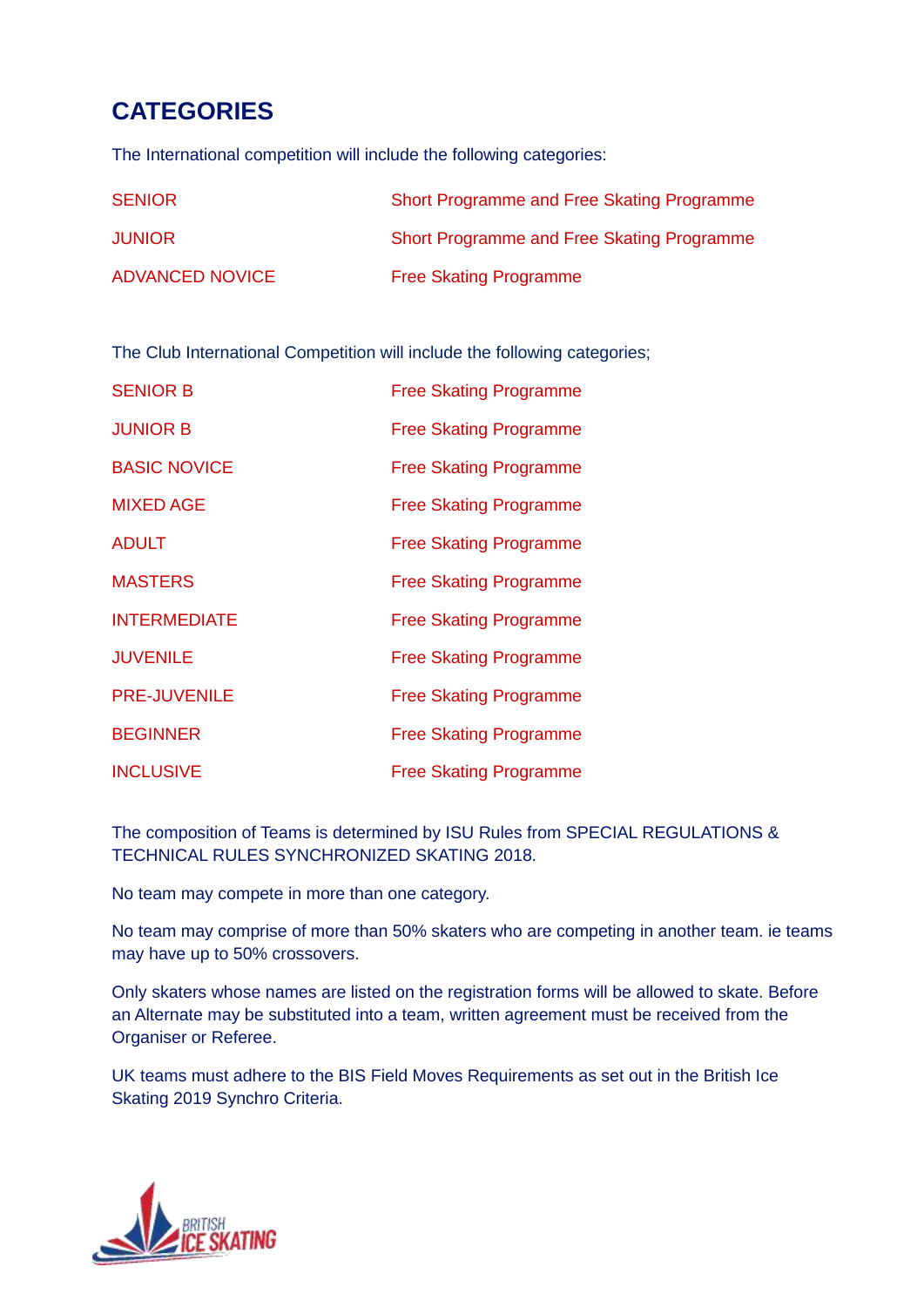## CATEGORIES

The International competition will include the following categories:

| | |
|---|---|
| SENIOR | Short Programme and Free Skating Programme |
| JUNIOR | Short Programme and Free Skating Programme |
| ADVANCED NOVICE | Free Skating Programme |

The Club International Competition will include the following categories;

| | |
|---|---|
| SENIOR B | Free Skating Programme |
| JUNIOR B | Free Skating Programme |
| BASIC NOVICE | Free Skating Programme |
| MIXED AGE | Free Skating Programme |
| ADULT | Free Skating Programme |
| MASTERS | Free Skating Programme |
| INTERMEDIATE | Free Skating Programme |
| JUVENILE | Free Skating Programme |
| PRE-JUVENILE | Free Skating Programme |
| BEGINNER | Free Skating Programme |
| INCLUSIVE | Free Skating Programme |

The composition of Teams is determined by ISU Rules from SPECIAL REGULATIONS & TECHNICAL RULES SYNCHRONIZED SKATING 2018.

No team may compete in more than one category.

No team may comprise of more than 50% skaters who are competing in another team. ie teams may have up to 50% crossovers.

Only skaters whose names are listed on the registration forms will be allowed to skate. Before an Alternate may be substituted into a team, written agreement must be received from the Organiser or Referee.

UK teams must adhere to the BIS Field Moves Requirements as set out in the British Ice Skating 2019 Synchro Criteria.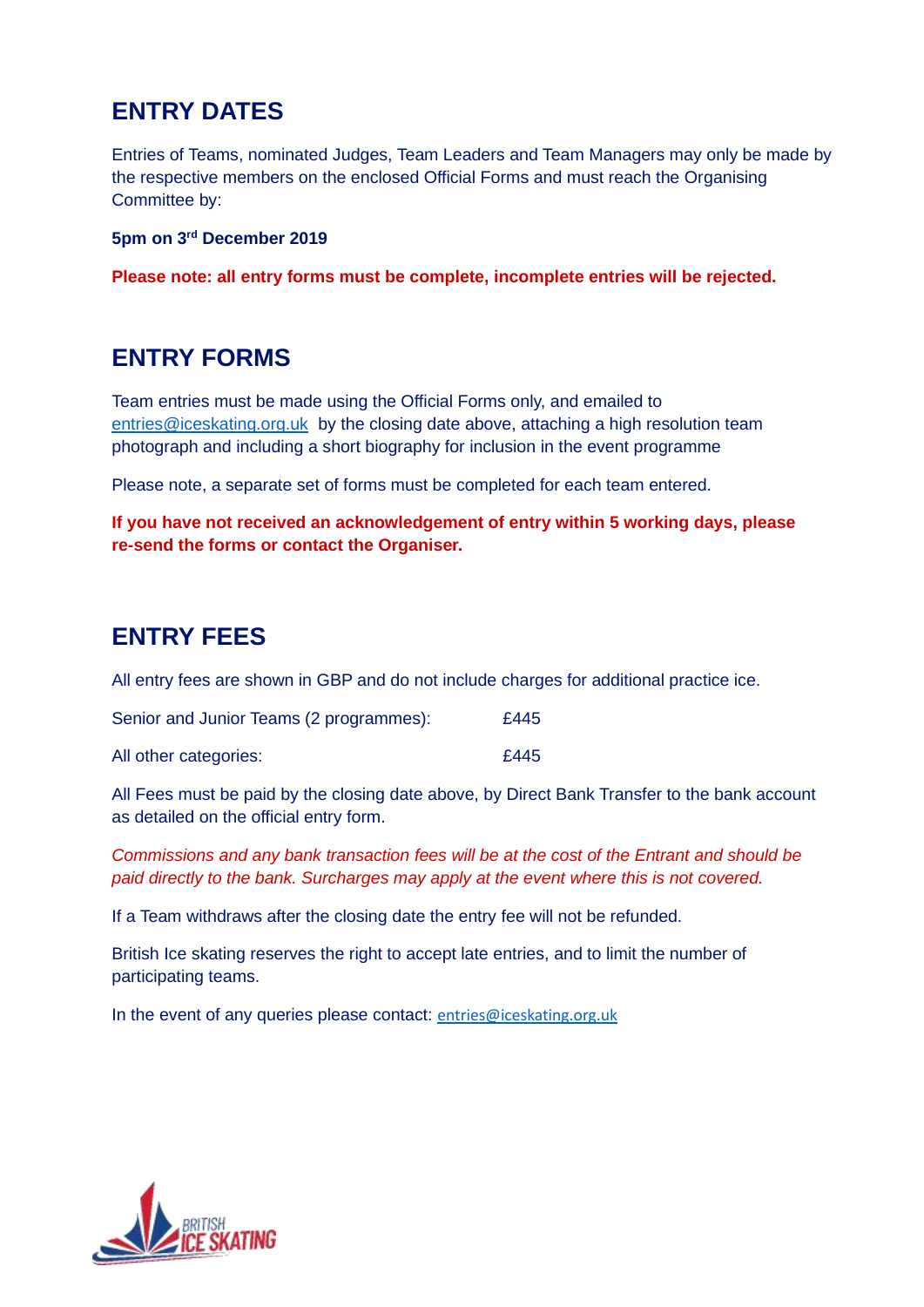## ENTRY DATES

Entries of Teams, nominated Judges, Team Leaders and Team Managers may only be made by the respective members on the enclosed Official Forms and must reach the Organising Committee by:

**5pm on 3rd December 2019**

**Please note: all entry forms must be complete, incomplete entries will be rejected.**

## ENTRY FORMS

Team entries must be made using the Official Forms only, and emailed to entries@iceskating.org.uk by the closing date above, attaching a high resolution team photograph and including a short biography for inclusion in the event programme

Please note, a separate set of forms must be completed for each team entered.

**If you have not received an acknowledgement of entry within 5 working days, please re-send the forms or contact the Organiser.**

## ENTRY FEES

All entry fees are shown in GBP and do not include charges for additional practice ice.

| | |
|---|---|
| Senior and Junior Teams (2 programmes): | £445 |
| All other categories: | £445 |

All Fees must be paid by the closing date above, by Direct Bank Transfer to the bank account as detailed on the official entry form.

*Commissions and any bank transaction fees will be at the cost of the Entrant and should be paid directly to the bank. Surcharges may apply at the event where this is not covered.*

If a Team withdraws after the closing date the entry fee will not be refunded.

British Ice skating reserves the right to accept late entries, and to limit the number of participating teams.

In the event of any queries please contact: entries@iceskating.org.uk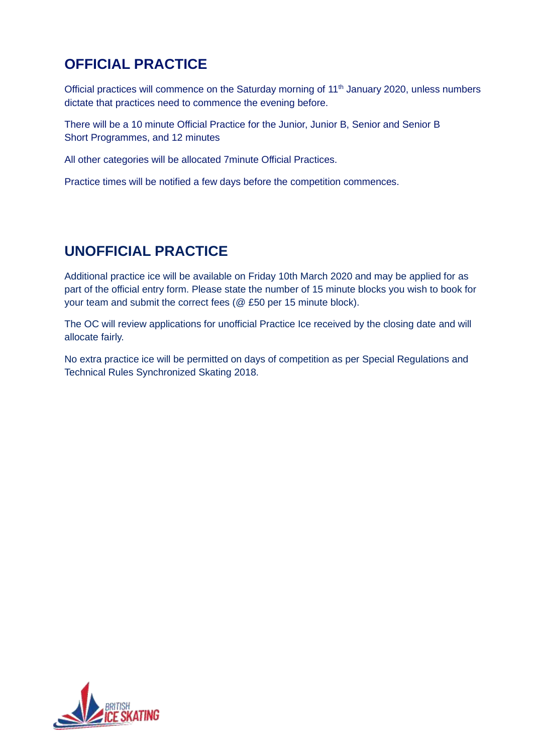## OFFICIAL PRACTICE

Official practices will commence on the Saturday morning of 11th January 2020, unless numbers dictate that practices need to commence the evening before.

There will be a 10 minute Official Practice for the Junior, Junior B, Senior and Senior B Short Programmes, and 12 minutes

All other categories will be allocated 7minute Official Practices.

Practice times will be notified a few days before the competition commences.

## UNOFFICIAL PRACTICE

Additional practice ice will be available on Friday 10th March 2020 and may be applied for as part of the official entry form. Please state the number of 15 minute blocks you wish to book for your team and submit the correct fees (@ £50 per 15 minute block).

The OC will review applications for unofficial Practice Ice received by the closing date and will allocate fairly.

No extra practice ice will be permitted on days of competition as per Special Regulations and Technical Rules Synchronized Skating 2018.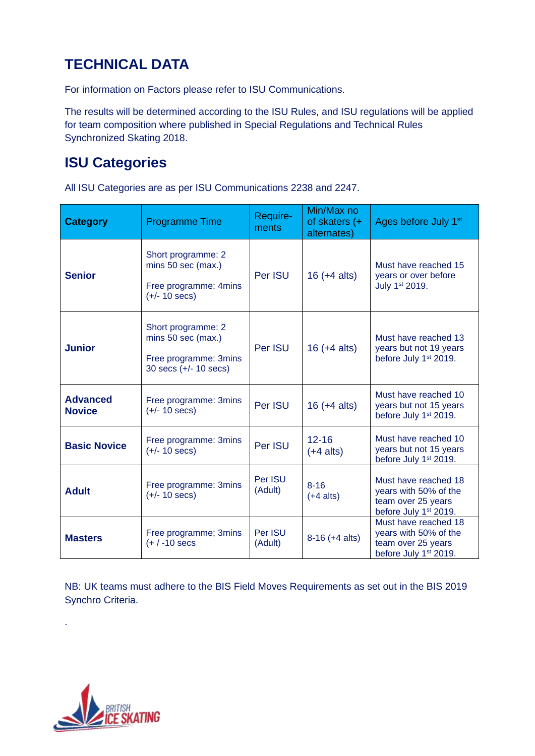## TECHNICAL DATA

For information on Factors please refer to ISU Communications.

The results will be determined according to the ISU Rules, and ISU regulations will be applied for team composition where published in Special Regulations and Technical Rules Synchronized Skating 2018.

## ISU Categories

All ISU Categories are as per ISU Communications 2238 and 2247.

| **Category** | Programme Time | Require-ments | Min/Max no of skaters (+ alternates) | Ages before July 1st |
|---|---|---|---|---|
| **Senior** | Short programme: 2 mins 50 sec (max.)<br><br>Free programme: 4mins (+/- 10 secs) | Per ISU | 16 (+4 alts) | Must have reached 15 years or over before July 1st 2019. |
| **Junior** | Short programme: 2 mins 50 sec (max.)<br><br>Free programme: 3mins 30 secs (+/- 10 secs) | Per ISU | 16 (+4 alts) | Must have reached 13 years but not 19 years before July 1st 2019. |
| **Advanced Novice** | Free programme: 3mins (+/- 10 secs) | Per ISU | 16 (+4 alts) | Must have reached 10 years but not 15 years before July 1st 2019. |
| **Basic Novice** | Free programme: 3mins (+/- 10 secs) | Per ISU | 12-16 (+4 alts) | Must have reached 10 years but not 15 years before July 1st 2019. |
| **Adult** | Free programme: 3mins (+/- 10 secs) | Per ISU (Adult) | 8-16 (+4 alts) | Must have reached 18 years with 50% of the team over 25 years before July 1st 2019. |
| **Masters** | Free programme; 3mins (+ / -10 secs | Per ISU (Adult) | 8-16 (+4 alts) | Must have reached 18 years with 50% of the team over 25 years before July 1st 2019. |

NB: UK teams must adhere to the BIS Field Moves Requirements as set out in the BIS 2019 Synchro Criteria.

.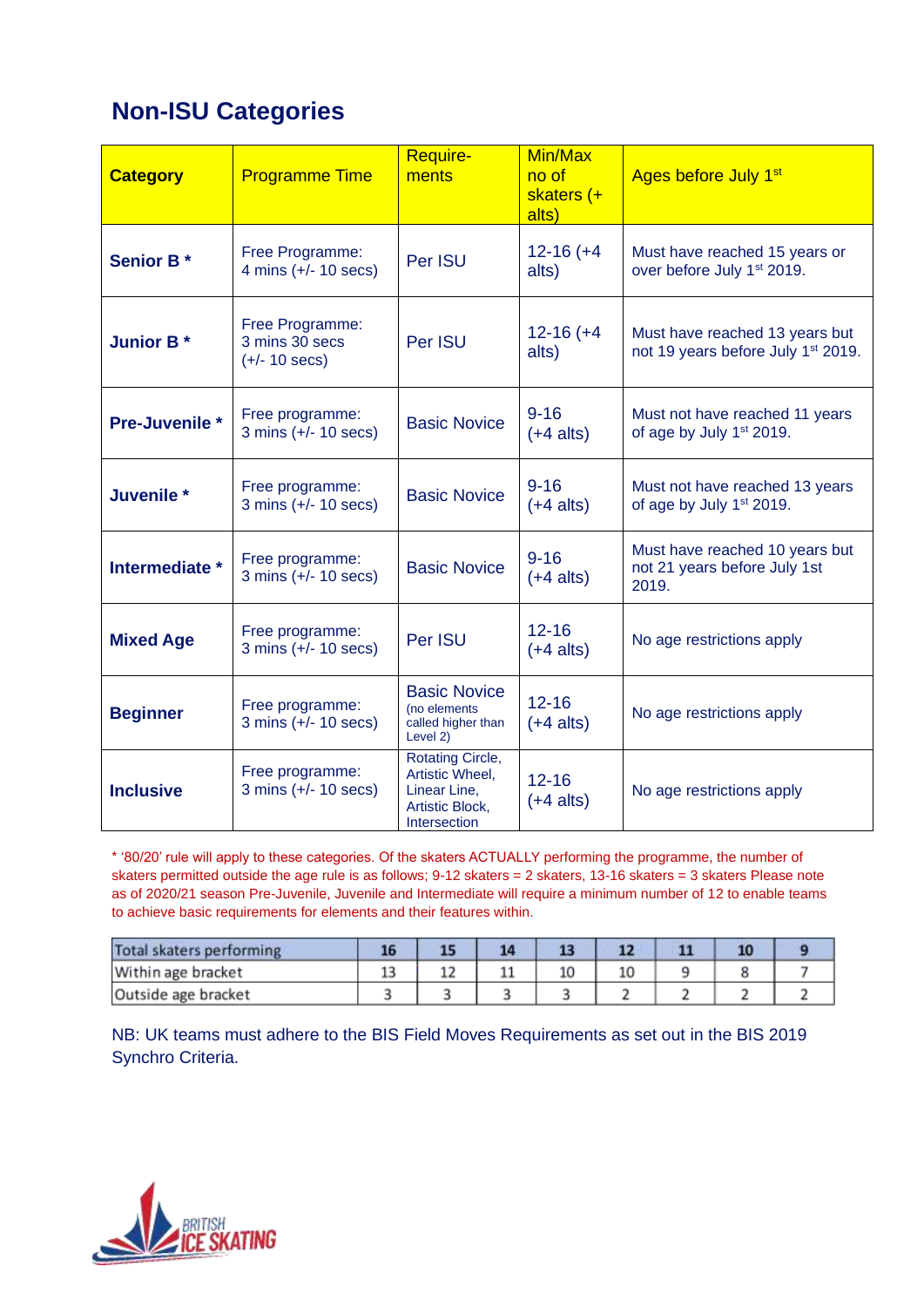## Non-ISU Categories

| Category | Programme Time | Require-ments | Min/Max no of skaters (+ alts) | Ages before July 1st |
|---|---|---|---|---|
| **Senior B *** | Free Programme: 4 mins (+/- 10 secs) | Per ISU | 12-16 (+4 alts) | Must have reached 15 years or over before July 1st 2019. |
| **Junior B *** | Free Programme: 3 mins 30 secs (+/- 10 secs) | Per ISU | 12-16 (+4 alts) | Must have reached 13 years but not 19 years before July 1st 2019. |
| **Pre-Juvenile *** | Free programme: 3 mins (+/- 10 secs) | Basic Novice | 9-16 (+4 alts) | Must not have reached 11 years of age by July 1st 2019. |
| **Juvenile *** | Free programme: 3 mins (+/- 10 secs) | Basic Novice | 9-16 (+4 alts) | Must not have reached 13 years of age by July 1st 2019. |
| **Intermediate *** | Free programme: 3 mins (+/- 10 secs) | Basic Novice | 9-16 (+4 alts) | Must have reached 10 years but not 21 years before July 1st 2019. |
| **Mixed Age** | Free programme: 3 mins (+/- 10 secs) | Per ISU | 12-16 (+4 alts) | No age restrictions apply |
| **Beginner** | Free programme: 3 mins (+/- 10 secs) | Basic Novice (no elements called higher than Level 2) | 12-16 (+4 alts) | No age restrictions apply |
| **Inclusive** | Free programme: 3 mins (+/- 10 secs) | Rotating Circle, Artistic Wheel, Linear Line, Artistic Block, Intersection | 12-16 (+4 alts) | No age restrictions apply |

* '80/20' rule will apply to these categories. Of the skaters ACTUALLY performing the programme, the number of skaters permitted outside the age rule is as follows; 9-12 skaters = 2 skaters, 13-16 skaters = 3 skaters Please note as of 2020/21 season Pre-Juvenile, Juvenile and Intermediate will require a minimum number of 12 to enable teams to achieve basic requirements for elements and their features within.

| Total skaters performing | 16 | 15 | 14 | 13 | 12 | 11 | 10 | 9 |
|---|---|---|---|---|---|---|---|---|
| Within age bracket | 13 | 12 | 11 | 10 | 10 | 9 | 8 | 7 |
| Outside age bracket | 3 | 3 | 3 | 3 | 2 | 2 | 2 | 2 |

NB: UK teams must adhere to the BIS Field Moves Requirements as set out in the BIS 2019 Synchro Criteria.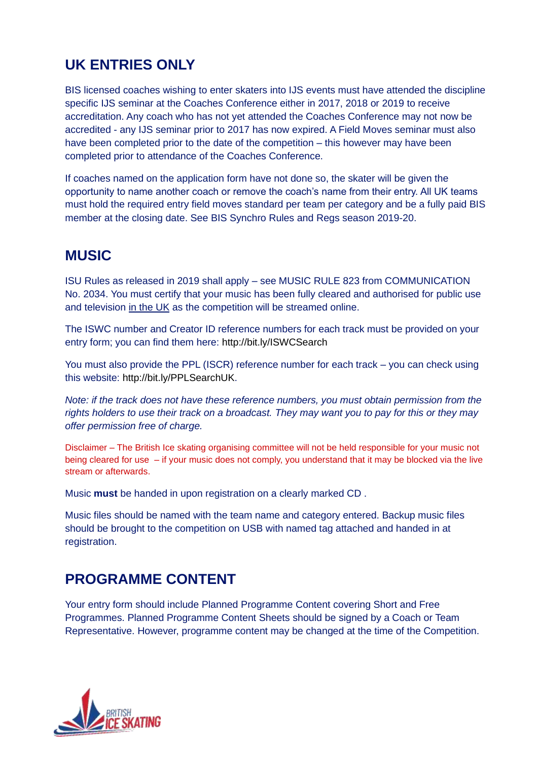## UK ENTRIES ONLY

BIS licensed coaches wishing to enter skaters into IJS events must have attended the discipline specific IJS seminar at the Coaches Conference either in 2017, 2018 or 2019 to receive accreditation. Any coach who has not yet attended the Coaches Conference may not now be accredited - any IJS seminar prior to 2017 has now expired. A Field Moves seminar must also have been completed prior to the date of the competition – this however may have been completed prior to attendance of the Coaches Conference.

If coaches named on the application form have not done so, the skater will be given the opportunity to name another coach or remove the coach's name from their entry. All UK teams must hold the required entry field moves standard per team per category and be a fully paid BIS member at the closing date. See BIS Synchro Rules and Regs season 2019-20.

## MUSIC

ISU Rules as released in 2019 shall apply – see MUSIC RULE 823 from COMMUNICATION No. 2034. You must certify that your music has been fully cleared and authorised for public use and television in the UK as the competition will be streamed online.

The ISWC number and Creator ID reference numbers for each track must be provided on your entry form; you can find them here: http://bit.ly/ISWCSearch

You must also provide the PPL (ISCR) reference number for each track – you can check using this website: http://bit.ly/PPLSearchUK.

*Note: if the track does not have these reference numbers, you must obtain permission from the rights holders to use their track on a broadcast. They may want you to pay for this or they may offer permission free of charge.*

Disclaimer – The British Ice skating organising committee will not be held responsible for your music not being cleared for use – if your music does not comply, you understand that it may be blocked via the live stream or afterwards.

Music **must** be handed in upon registration on a clearly marked CD .

Music files should be named with the team name and category entered. Backup music files should be brought to the competition on USB with named tag attached and handed in at registration.

## PROGRAMME CONTENT

Your entry form should include Planned Programme Content covering Short and Free Programmes. Planned Programme Content Sheets should be signed by a Coach or Team Representative. However, programme content may be changed at the time of the Competition.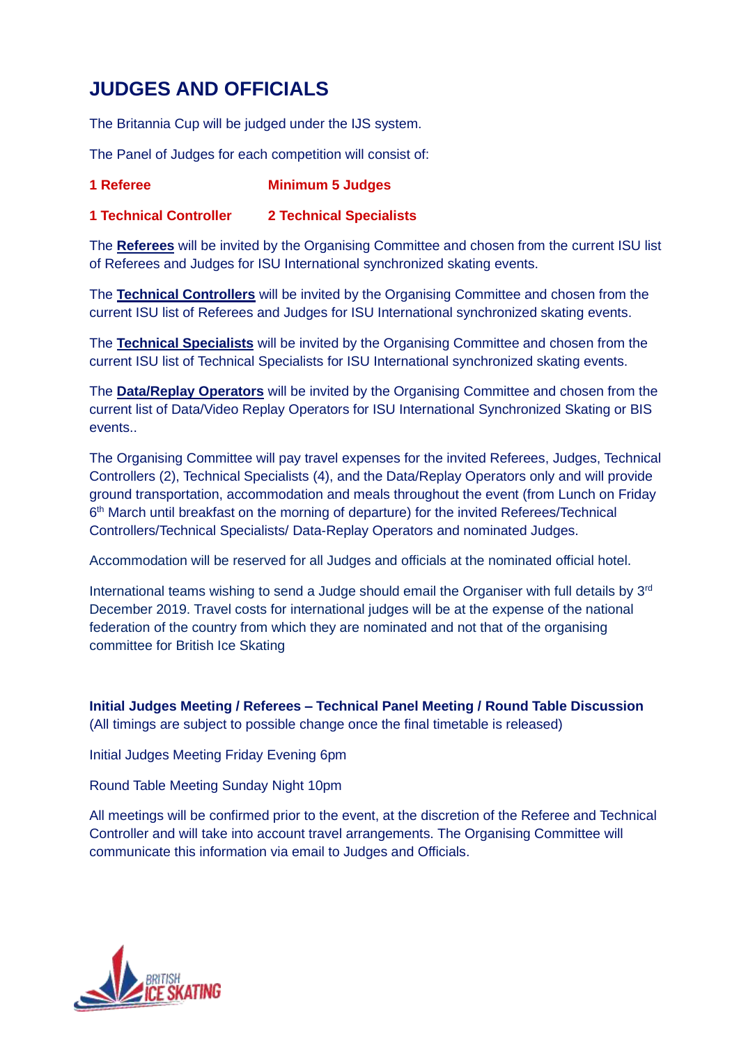# JUDGES AND OFFICIALS

The Britannia Cup will be judged under the IJS system.

The Panel of Judges for each competition will consist of:

**1 Referee** **Minimum 5 Judges**

**1 Technical Controller** **2 Technical Specialists**

The **Referees** will be invited by the Organising Committee and chosen from the current ISU list of Referees and Judges for ISU International synchronized skating events.

The **Technical Controllers** will be invited by the Organising Committee and chosen from the current ISU list of Referees and Judges for ISU International synchronized skating events.

The **Technical Specialists** will be invited by the Organising Committee and chosen from the current ISU list of Technical Specialists for ISU International synchronized skating events.

The **Data/Replay Operators** will be invited by the Organising Committee and chosen from the current list of Data/Video Replay Operators for ISU International Synchronized Skating or BIS events..

The Organising Committee will pay travel expenses for the invited Referees, Judges, Technical Controllers (2), Technical Specialists (4), and the Data/Replay Operators only and will provide ground transportation, accommodation and meals throughout the event (from Lunch on Friday 6th March until breakfast on the morning of departure) for the invited Referees/Technical Controllers/Technical Specialists/ Data-Replay Operators and nominated Judges.

Accommodation will be reserved for all Judges and officials at the nominated official hotel.

International teams wishing to send a Judge should email the Organiser with full details by 3rd December 2019. Travel costs for international judges will be at the expense of the national federation of the country from which they are nominated and not that of the organising committee for British Ice Skating

**Initial Judges Meeting / Referees – Technical Panel Meeting / Round Table Discussion**
(All timings are subject to possible change once the final timetable is released)

Initial Judges Meeting Friday Evening 6pm

Round Table Meeting Sunday Night 10pm

All meetings will be confirmed prior to the event, at the discretion of the Referee and Technical Controller and will take into account travel arrangements. The Organising Committee will communicate this information via email to Judges and Officials.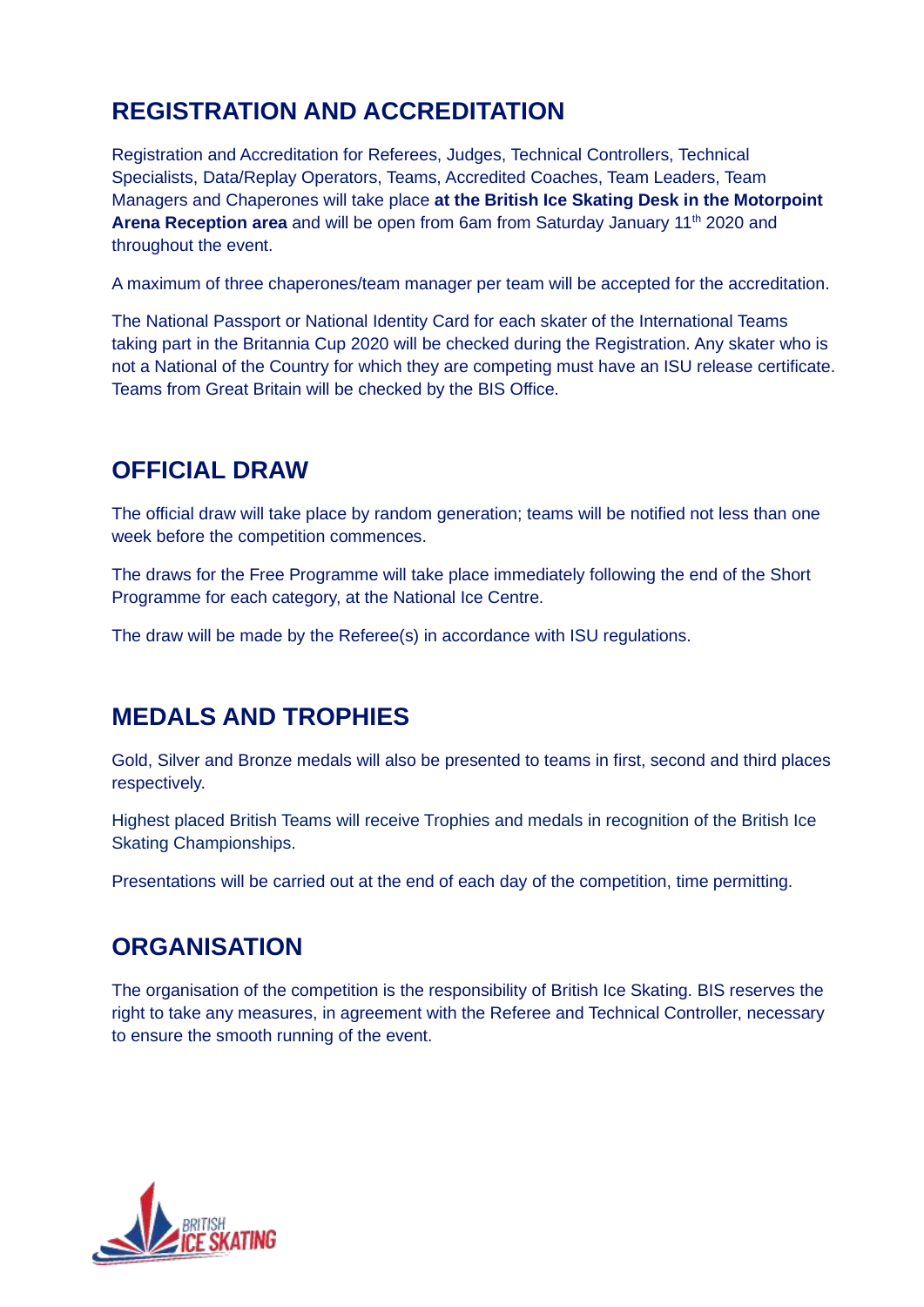## REGISTRATION AND ACCREDITATION

Registration and Accreditation for Referees, Judges, Technical Controllers, Technical Specialists, Data/Replay Operators, Teams, Accredited Coaches, Team Leaders, Team Managers and Chaperones will take place **at the British Ice Skating Desk in the Motorpoint Arena Reception area** and will be open from 6am from Saturday January 11th 2020 and throughout the event.

A maximum of three chaperones/team manager per team will be accepted for the accreditation.

The National Passport or National Identity Card for each skater of the International Teams taking part in the Britannia Cup 2020 will be checked during the Registration. Any skater who is not a National of the Country for which they are competing must have an ISU release certificate. Teams from Great Britain will be checked by the BIS Office.

## OFFICIAL DRAW

The official draw will take place by random generation; teams will be notified not less than one week before the competition commences.

The draws for the Free Programme will take place immediately following the end of the Short Programme for each category, at the National Ice Centre.

The draw will be made by the Referee(s) in accordance with ISU regulations.

## MEDALS AND TROPHIES

Gold, Silver and Bronze medals will also be presented to teams in first, second and third places respectively.

Highest placed British Teams will receive Trophies and medals in recognition of the British Ice Skating Championships.

Presentations will be carried out at the end of each day of the competition, time permitting.

## ORGANISATION

The organisation of the competition is the responsibility of British Ice Skating. BIS reserves the right to take any measures, in agreement with the Referee and Technical Controller, necessary to ensure the smooth running of the event.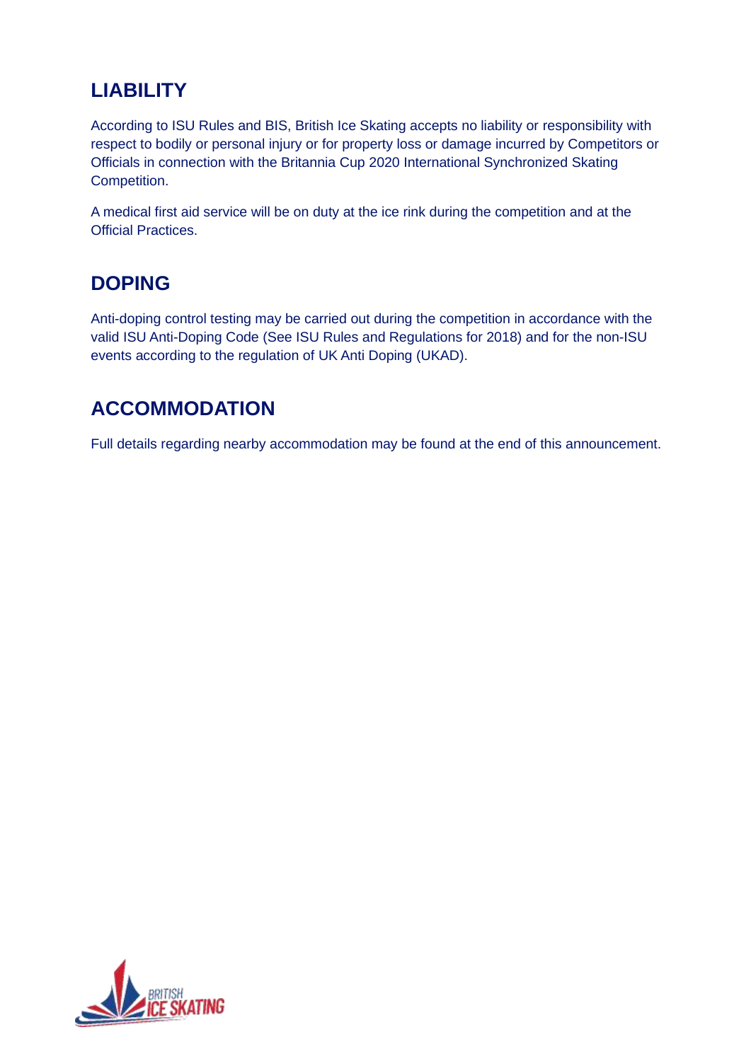## LIABILITY

According to ISU Rules and BIS, British Ice Skating accepts no liability or responsibility with respect to bodily or personal injury or for property loss or damage incurred by Competitors or Officials in connection with the Britannia Cup 2020 International Synchronized Skating Competition.

A medical first aid service will be on duty at the ice rink during the competition and at the Official Practices.

## DOPING

Anti-doping control testing may be carried out during the competition in accordance with the valid ISU Anti-Doping Code (See ISU Rules and Regulations for 2018) and for the non-ISU events according to the regulation of UK Anti Doping (UKAD).

## ACCOMMODATION

Full details regarding nearby accommodation may be found at the end of this announcement.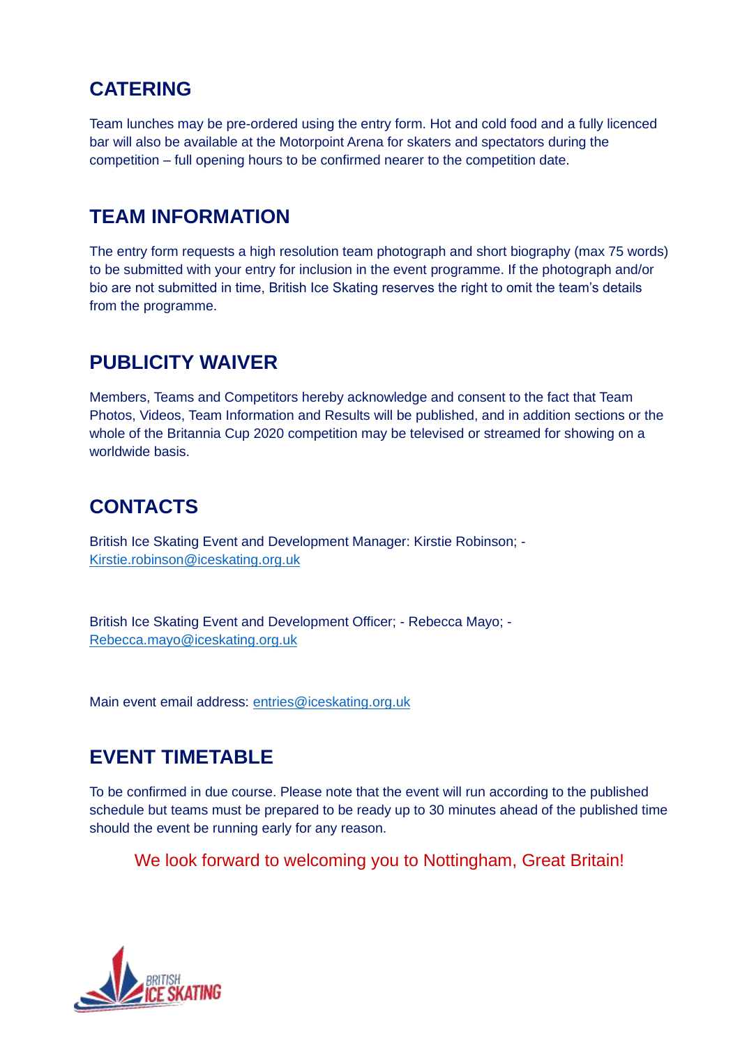## CATERING

Team lunches may be pre-ordered using the entry form. Hot and cold food and a fully licenced bar will also be available at the Motorpoint Arena for skaters and spectators during the competition – full opening hours to be confirmed nearer to the competition date.

## TEAM INFORMATION

The entry form requests a high resolution team photograph and short biography (max 75 words) to be submitted with your entry for inclusion in the event programme. If the photograph and/or bio are not submitted in time, British Ice Skating reserves the right to omit the team's details from the programme.

## PUBLICITY WAIVER

Members, Teams and Competitors hereby acknowledge and consent to the fact that Team Photos, Videos, Team Information and Results will be published, and in addition sections or the whole of the Britannia Cup 2020 competition may be televised or streamed for showing on a worldwide basis.

## CONTACTS

British Ice Skating Event and Development Manager: Kirstie Robinson; - Kirstie.robinson@iceskating.org.uk

British Ice Skating Event and Development Officer; - Rebecca Mayo; - Rebecca.mayo@iceskating.org.uk

Main event email address: entries@iceskating.org.uk

## EVENT TIMETABLE

To be confirmed in due course. Please note that the event will run according to the published schedule but teams must be prepared to be ready up to 30 minutes ahead of the published time should the event be running early for any reason.

We look forward to welcoming you to Nottingham, Great Britain!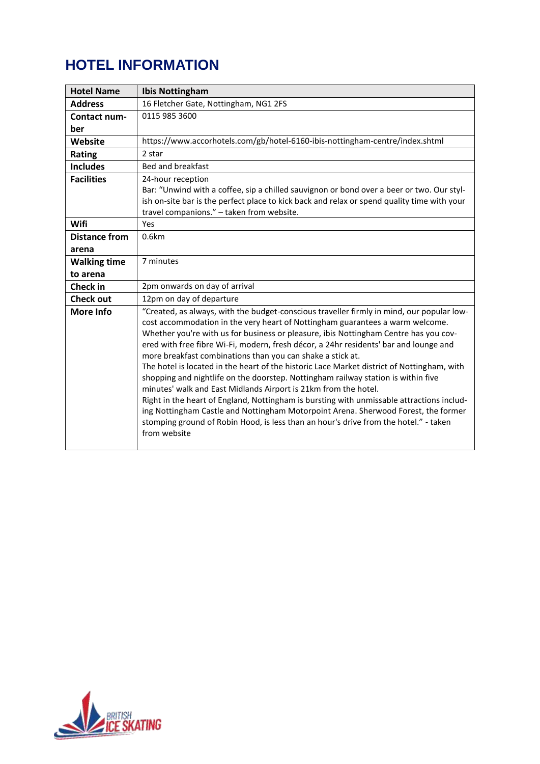# HOTEL INFORMATION

| Hotel Name | Ibis Nottingham |
|---|---|
| Address | 16 Fletcher Gate, Nottingham, NG1 2FS |
| Contact number | 0115 985 3600 |
| Website | https://www.accorhotels.com/gb/hotel-6160-ibis-nottingham-centre/index.shtml |
| Rating | 2 star |
| Includes | Bed and breakfast |
| Facilities | 24-hour reception<br>Bar: "Unwind with a coffee, sip a chilled sauvignon or bond over a beer or two. Our stylish on-site bar is the perfect place to kick back and relax or spend quality time with your travel companions." – taken from website. |
| Wifi | Yes |
| Distance from arena | 0.6km |
| Walking time to arena | 7 minutes |
| Check in | 2pm onwards on day of arrival |
| Check out | 12pm on day of departure |
| More Info | "Created, as always, with the budget-conscious traveller firmly in mind, our popular low-cost accommodation in the very heart of Nottingham guarantees a warm welcome. Whether you're with us for business or pleasure, ibis Nottingham Centre has you covered with free fibre Wi-Fi, modern, fresh décor, a 24hr residents' bar and lounge and more breakfast combinations than you can shake a stick at.<br>The hotel is located in the heart of the historic Lace Market district of Nottingham, with shopping and nightlife on the doorstep. Nottingham railway station is within five minutes' walk and East Midlands Airport is 21km from the hotel.<br>Right in the heart of England, Nottingham is bursting with unmissable attractions including Nottingham Castle and Nottingham Motorpoint Arena. Sherwood Forest, the former stomping ground of Robin Hood, is less than an hour's drive from the hotel." - taken from website |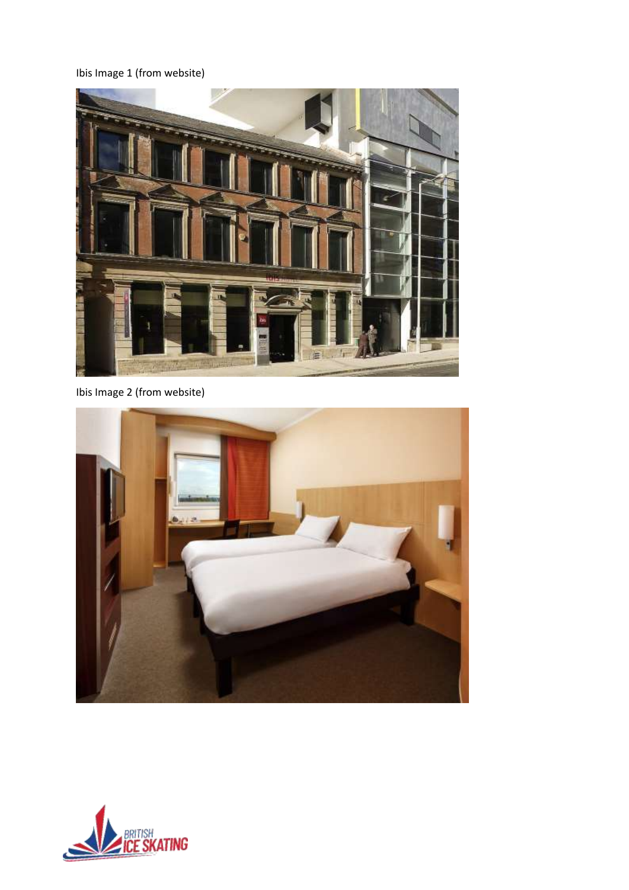Ibis Image 1 (from website)

Ibis Image 2 (from website)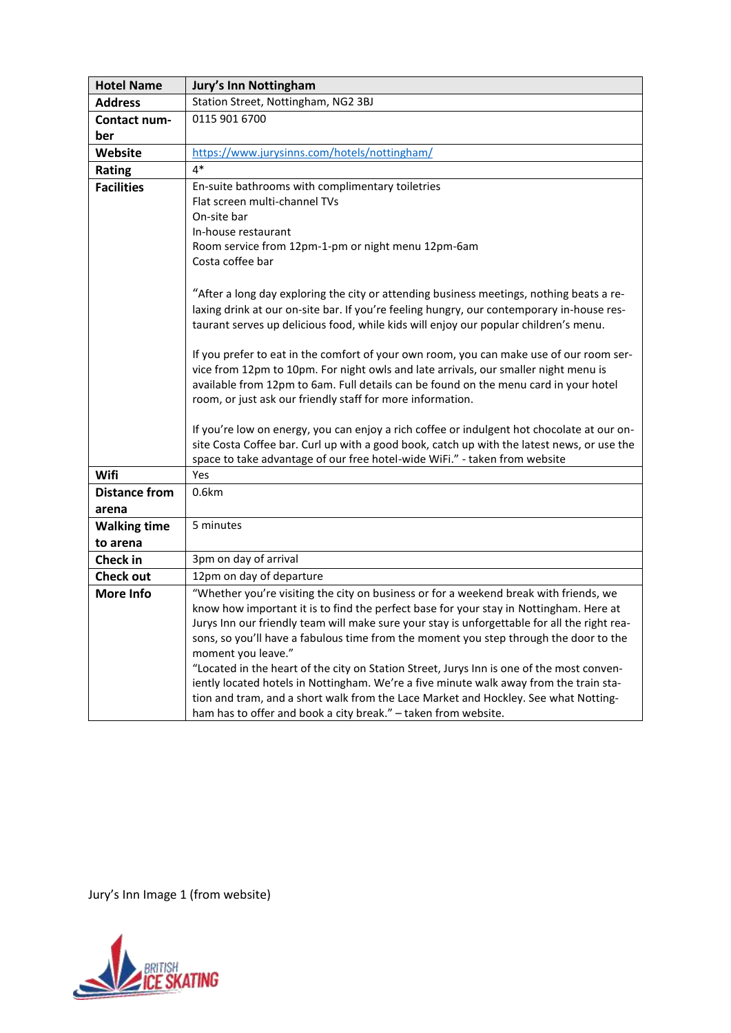| Hotel Name | Jury's Inn Nottingham |
|---|---|
| **Address** | Station Street, Nottingham, NG2 3BJ |
| **Contact number** | 0115 901 6700 |
| **Website** | https://www.jurysinns.com/hotels/nottingham/ |
| **Rating** | 4* |
| **Facilities** | En-suite bathrooms with complimentary toiletries<br>Flat screen multi-channel TVs<br>On-site bar<br>In-house restaurant<br>Room service from 12pm-1-pm or night menu 12pm-6am<br>Costa coffee bar<br><br>"After a long day exploring the city or attending business meetings, nothing beats a relaxing drink at our on-site bar. If you're feeling hungry, our contemporary in-house restaurant serves up delicious food, while kids will enjoy our popular children's menu.<br><br>If you prefer to eat in the comfort of your own room, you can make use of our room service from 12pm to 10pm. For night owls and late arrivals, our smaller night menu is available from 12pm to 6am. Full details can be found on the menu card in your hotel room, or just ask our friendly staff for more information.<br><br>If you're low on energy, you can enjoy a rich coffee or indulgent hot chocolate at our on-site Costa Coffee bar. Curl up with a good book, catch up with the latest news, or use the space to take advantage of our free hotel-wide WiFi." - taken from website |
| **Wifi** | Yes |
| **Distance from arena** | 0.6km |
| **Walking time to arena** | 5 minutes |
| **Check in** | 3pm on day of arrival |
| **Check out** | 12pm on day of departure |
| **More Info** | "Whether you're visiting the city on business or for a weekend break with friends, we know how important it is to find the perfect base for your stay in Nottingham. Here at Jurys Inn our friendly team will make sure your stay is unforgettable for all the right reasons, so you'll have a fabulous time from the moment you step through the door to the moment you leave."<br>"Located in the heart of the city on Station Street, Jurys Inn is one of the most conveniently located hotels in Nottingham. We're a five minute walk away from the train station and tram, and a short walk from the Lace Market and Hockley. See what Nottingham has to offer and book a city break." – taken from website. |

Jury's Inn Image 1 (from website)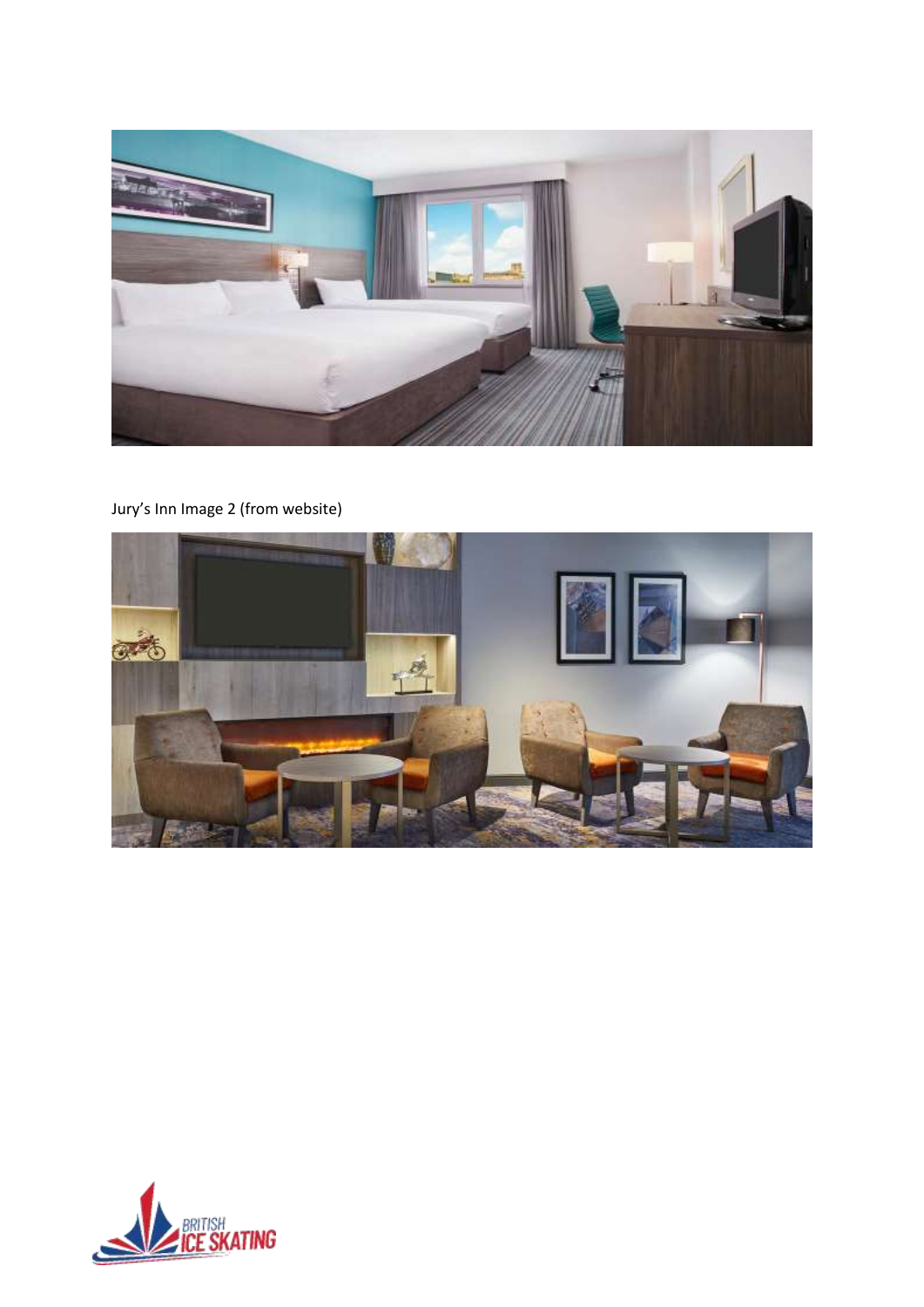Jury's Inn Image 2 (from website)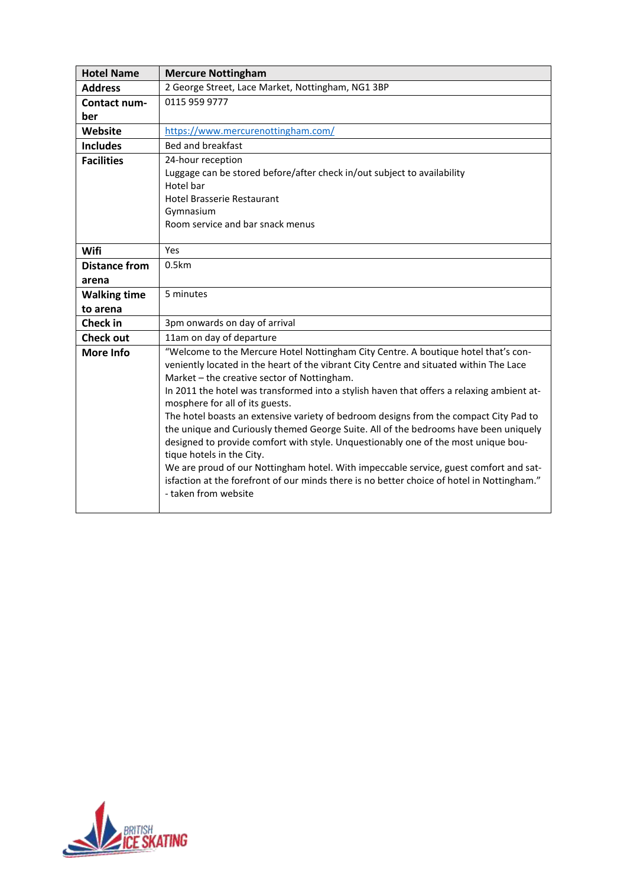| Hotel Name | Mercure Nottingham |
|---|---|
| Address | 2 George Street, Lace Market, Nottingham, NG1 3BP |
| Contact number | 0115 959 9777 |
| Website | https://www.mercurenottingham.com/ |
| Includes | Bed and breakfast |
| Facilities | 24-hour reception<br>Luggage can be stored before/after check in/out subject to availability<br>Hotel bar<br>Hotel Brasserie Restaurant<br>Gymnasium<br>Room service and bar snack menus |
| Wifi | Yes |
| Distance from arena | 0.5km |
| Walking time to arena | 5 minutes |
| Check in | 3pm onwards on day of arrival |
| Check out | 11am on day of departure |
| More Info | "Welcome to the Mercure Hotel Nottingham City Centre. A boutique hotel that's conveniently located in the heart of the vibrant City Centre and situated within The Lace Market – the creative sector of Nottingham.<br>In 2011 the hotel was transformed into a stylish haven that offers a relaxing ambient atmosphere for all of its guests.<br>The hotel boasts an extensive variety of bedroom designs from the compact City Pad to the unique and Curiously themed George Suite. All of the bedrooms have been uniquely designed to provide comfort with style. Unquestionably one of the most unique boutique hotels in the City.<br>We are proud of our Nottingham hotel. With impeccable service, guest comfort and satisfaction at the forefront of our minds there is no better choice of hotel in Nottingham."<br>- taken from website |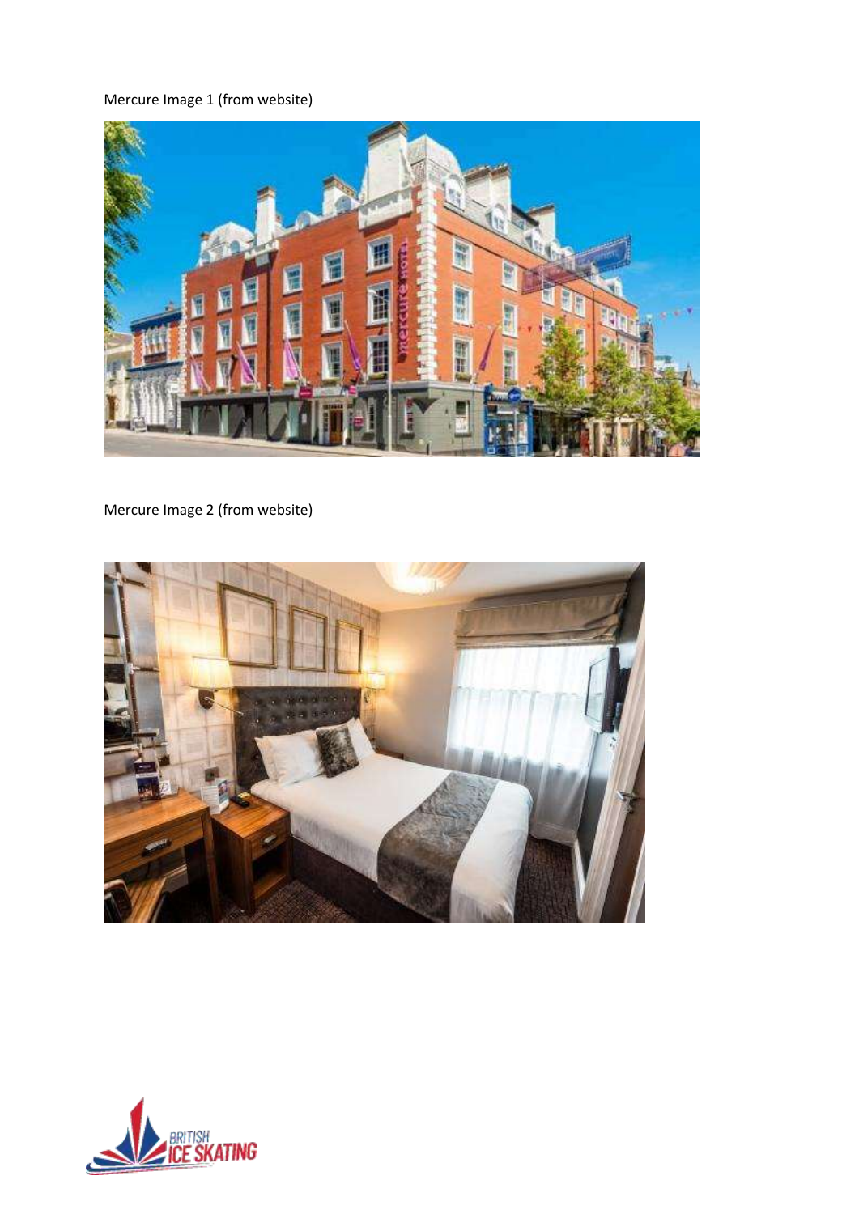Mercure Image 1 (from website)

Mercure Image 2 (from website)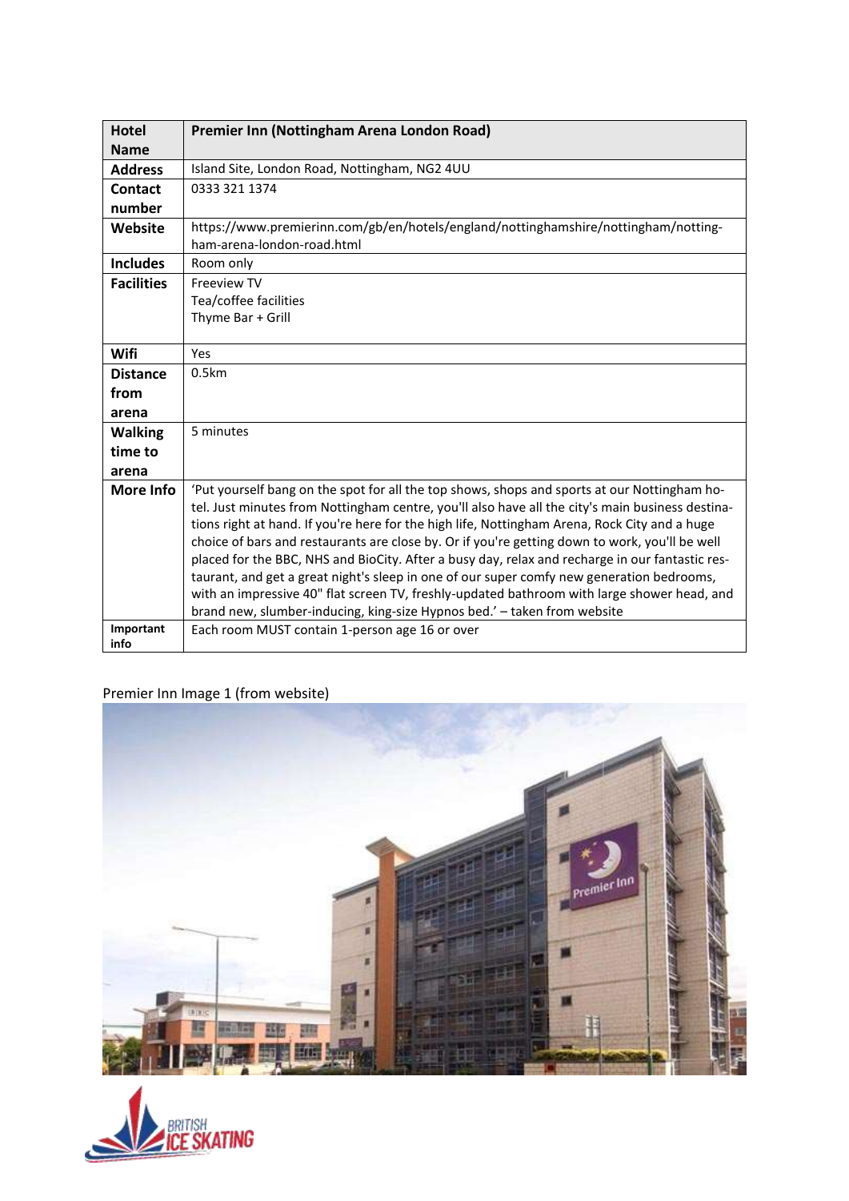| Hotel Name | Premier Inn (Nottingham Arena London Road) |
|---|---|
| Address | Island Site, London Road, Nottingham, NG2 4UU |
| Contact number | 0333 321 1374 |
| Website | https://www.premierinn.com/gb/en/hotels/england/nottinghamshire/nottingham/nottingham-arena-london-road.html |
| Includes | Room only |
| Facilities | Freeview TV<br>Tea/coffee facilities<br>Thyme Bar + Grill |
| Wifi | Yes |
| Distance from arena | 0.5km |
| Walking time to arena | 5 minutes |
| More Info | 'Put yourself bang on the spot for all the top shows, shops and sports at our Nottingham hotel. Just minutes from Nottingham centre, you'll also have all the city's main business destinations right at hand. If you're here for the high life, Nottingham Arena, Rock City and a huge choice of bars and restaurants are close by. Or if you're getting down to work, you'll be well placed for the BBC, NHS and BioCity. After a busy day, relax and recharge in our fantastic restaurant, and get a great night's sleep in one of our super comfy new generation bedrooms, with an impressive 40" flat screen TV, freshly-updated bathroom with large shower head, and brand new, slumber-inducing, king-size Hypnos bed.' – taken from website |
| Important info | Each room MUST contain 1-person age 16 or over |

Premier Inn Image 1 (from website)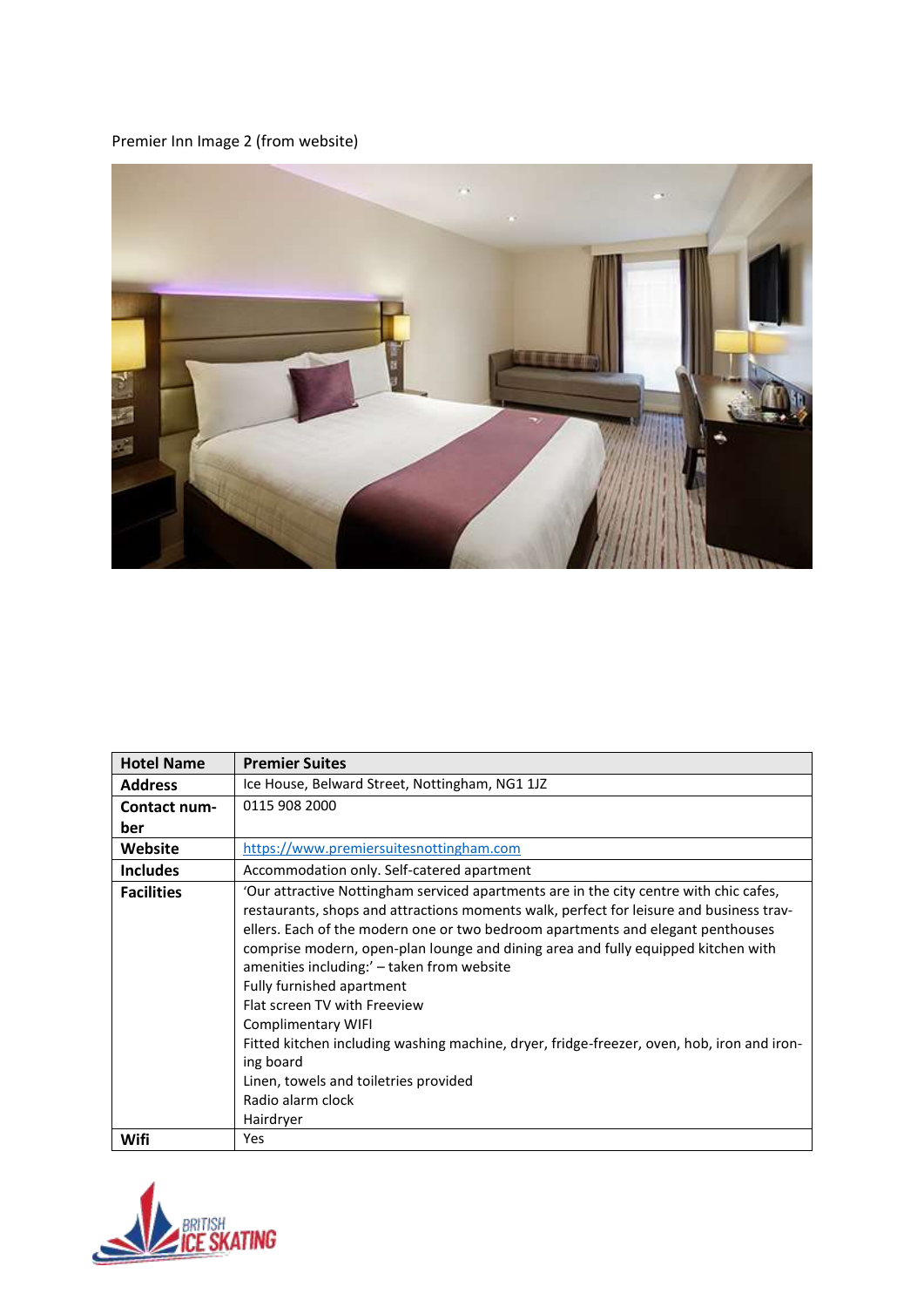Premier Inn Image 2 (from website)

| Hotel Name | Premier Suites |
|---|---|
| Address | Ice House, Belward Street, Nottingham, NG1 1JZ |
| Contact number | 0115 908 2000 |
| Website | https://www.premiersuitesnottingham.com |
| Includes | Accommodation only. Self-catered apartment |
| Facilities | 'Our attractive Nottingham serviced apartments are in the city centre with chic cafes, restaurants, shops and attractions moments walk, perfect for leisure and business travellers. Each of the modern one or two bedroom apartments and elegant penthouses comprise modern, open-plan lounge and dining area and fully equipped kitchen with amenities including:' – taken from website<br>Fully furnished apartment<br>Flat screen TV with Freeview<br>Complimentary WIFI<br>Fitted kitchen including washing machine, dryer, fridge-freezer, oven, hob, iron and ironing board<br>Linen, towels and toiletries provided<br>Radio alarm clock<br>Hairdryer |
| Wifi | Yes |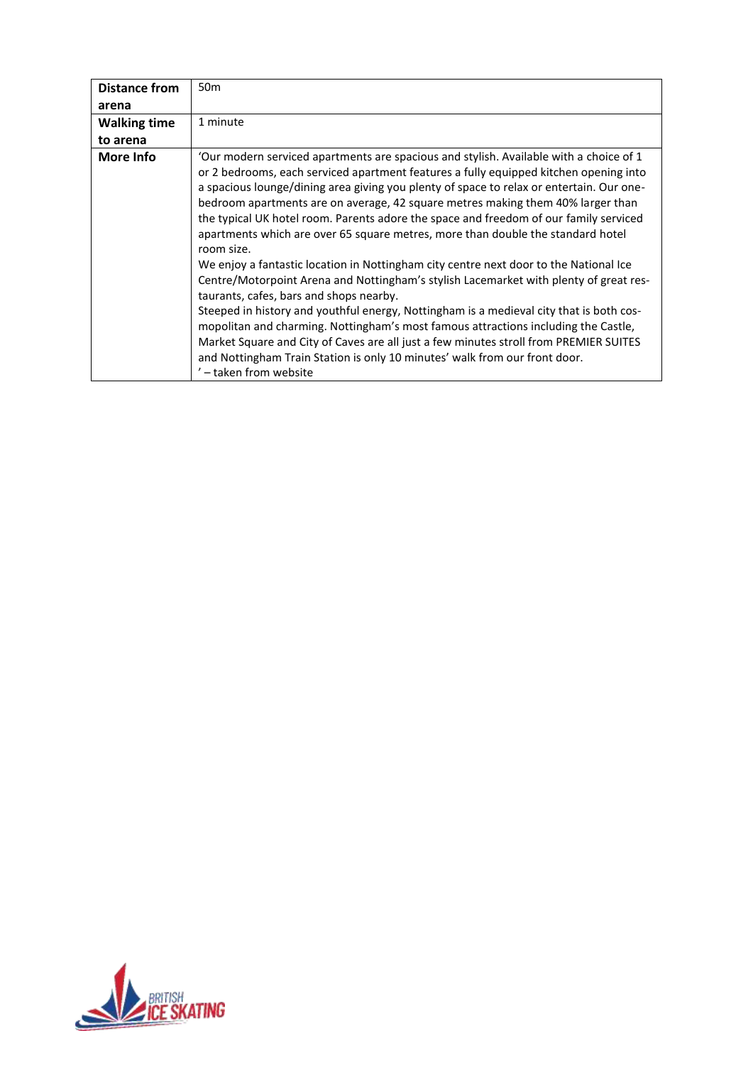| **Distance from arena** | 50m |
| --- | --- |
| **Walking time to arena** | 1 minute |
| **More Info** | 'Our modern serviced apartments are spacious and stylish. Available with a choice of 1 or 2 bedrooms, each serviced apartment features a fully equipped kitchen opening into a spacious lounge/dining area giving you plenty of space to relax or entertain. Our one-bedroom apartments are on average, 42 square metres making them 40% larger than the typical UK hotel room. Parents adore the space and freedom of our family serviced apartments which are over 65 square metres, more than double the standard hotel room size.<br>We enjoy a fantastic location in Nottingham city centre next door to the National Ice Centre/Motorpoint Arena and Nottingham's stylish Lacemarket with plenty of great restaurants, cafes, bars and shops nearby.<br>Steeped in history and youthful energy, Nottingham is a medieval city that is both cosmopolitan and charming. Nottingham's most famous attractions including the Castle, Market Square and City of Caves are all just a few minutes stroll from PREMIER SUITES and Nottingham Train Station is only 10 minutes' walk from our front door.<br>' – taken from website |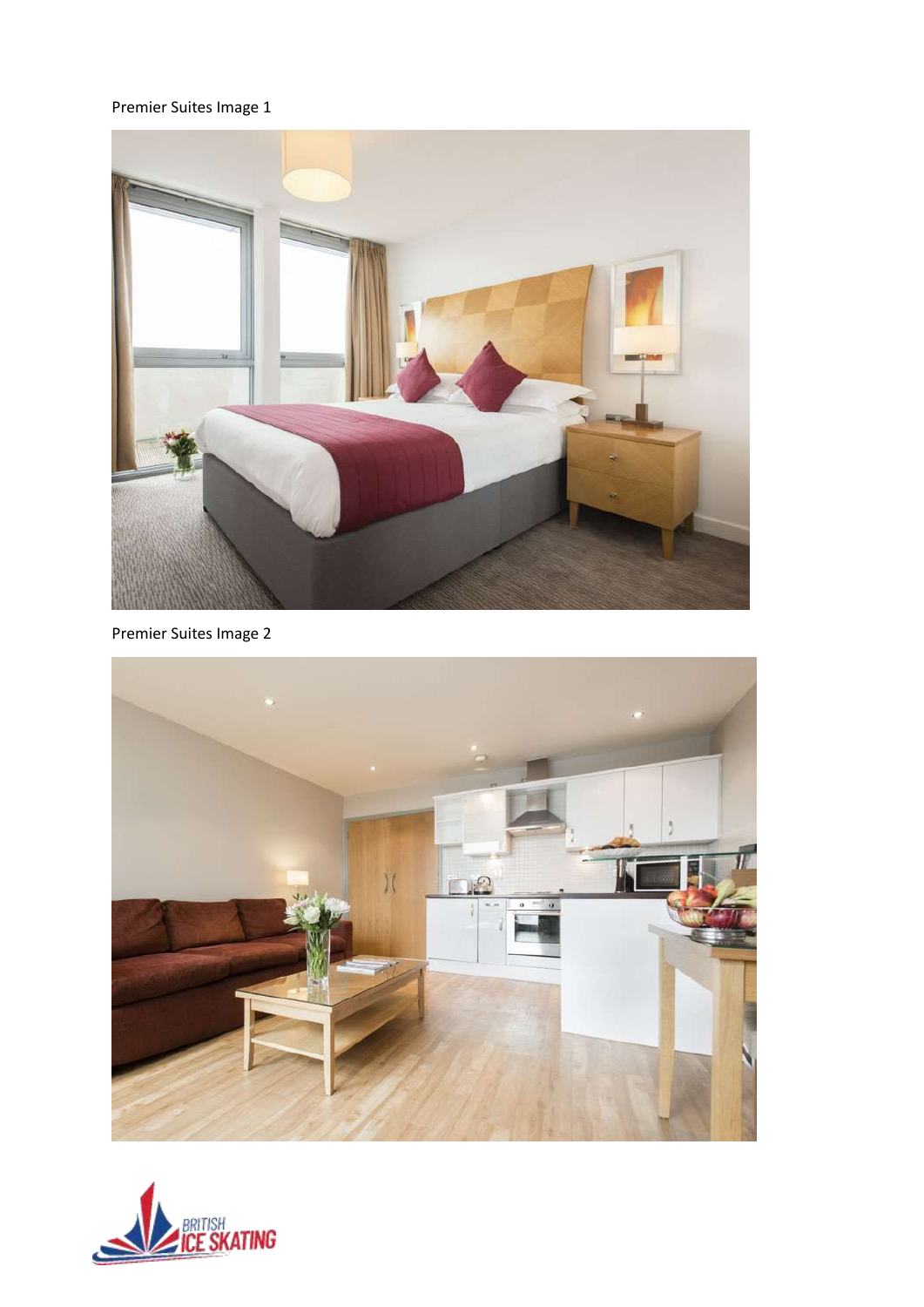Premier Suites Image 1

Premier Suites Image 2